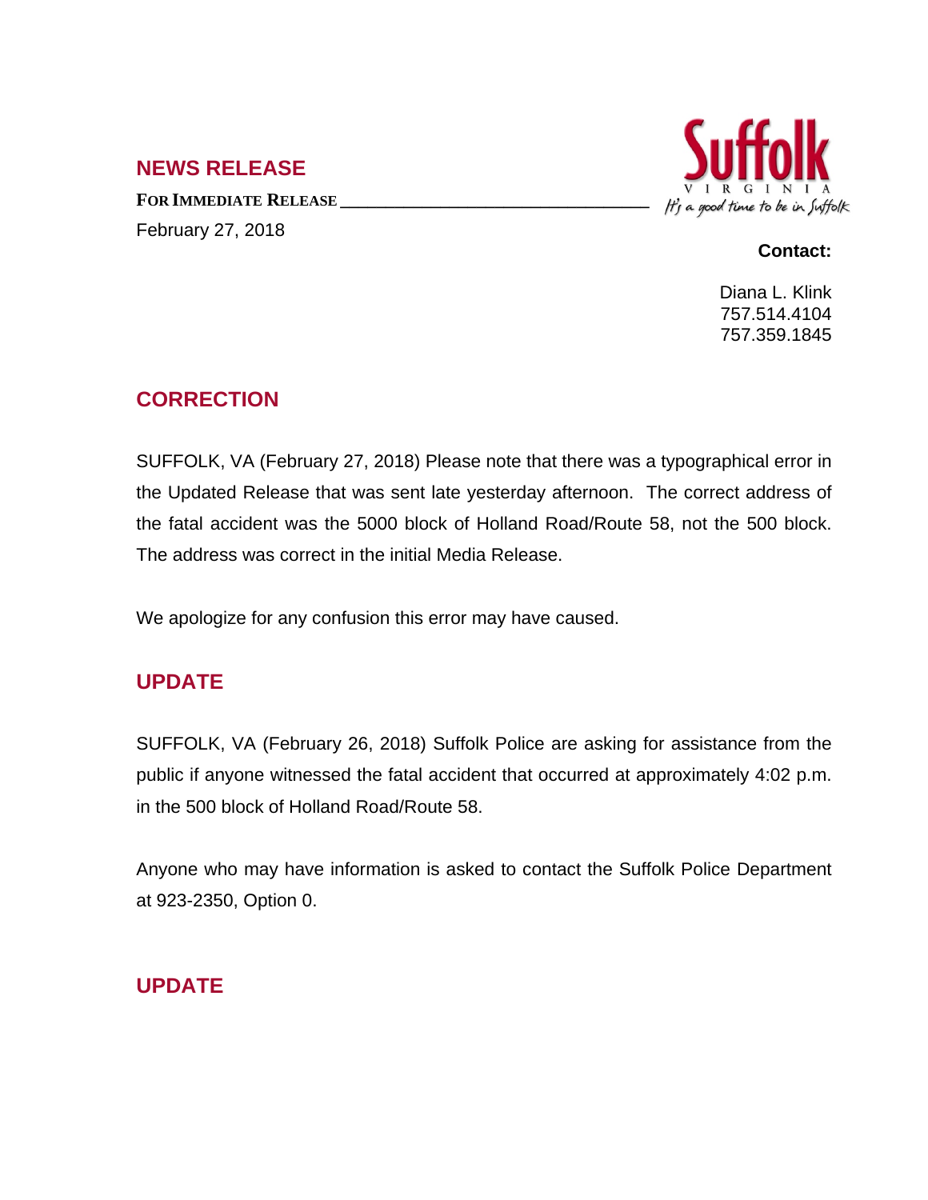## NEWS RELEASE

**FOR IMMEDIATE RELEASE**

February 27, 2018

Suffolk VIRGINIA *It's a good time to be in Suffolk*

**Contact:**

Diana L. Klink
757.514.4104
757.359.1845

## CORRECTION

SUFFOLK, VA (February 27, 2018) Please note that there was a typographical error in the Updated Release that was sent late yesterday afternoon. The correct address of the fatal accident was the 5000 block of Holland Road/Route 58, not the 500 block. The address was correct in the initial Media Release.

We apologize for any confusion this error may have caused.

## UPDATE

SUFFOLK, VA (February 26, 2018) Suffolk Police are asking for assistance from the public if anyone witnessed the fatal accident that occurred at approximately 4:02 p.m. in the 500 block of Holland Road/Route 58.

Anyone who may have information is asked to contact the Suffolk Police Department at 923-2350, Option 0.

## UPDATE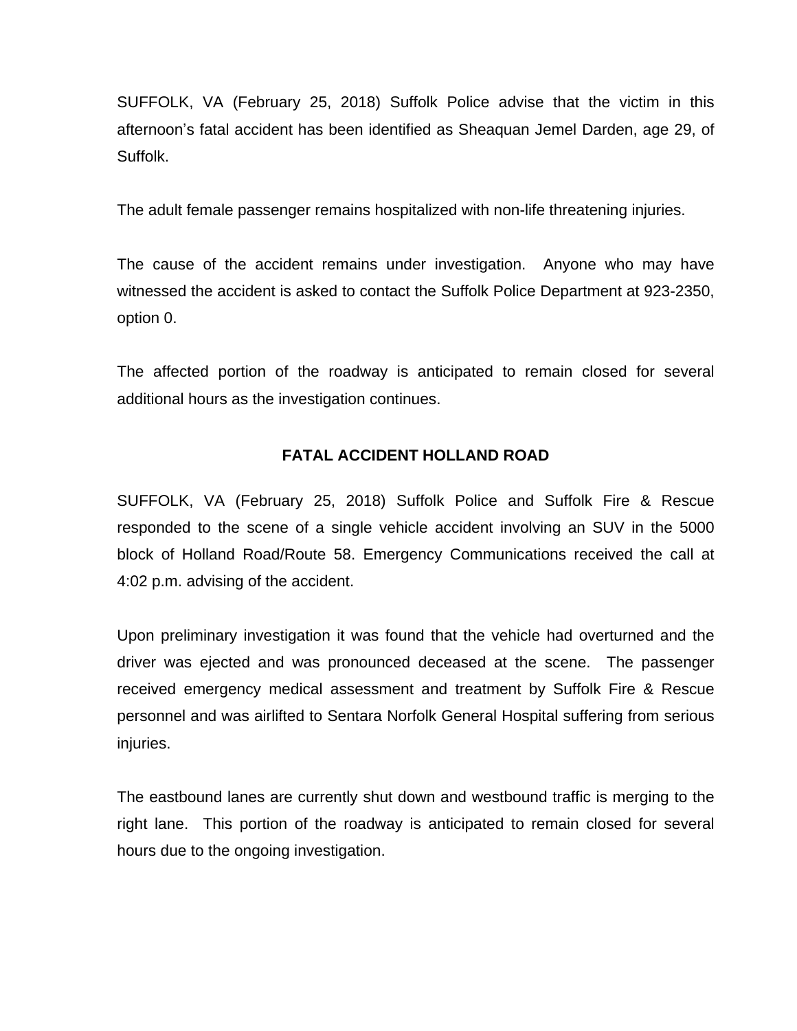SUFFOLK, VA (February 25, 2018) Suffolk Police advise that the victim in this afternoon's fatal accident has been identified as Sheaquan Jemel Darden, age 29, of Suffolk.

The adult female passenger remains hospitalized with non-life threatening injuries.

The cause of the accident remains under investigation. Anyone who may have witnessed the accident is asked to contact the Suffolk Police Department at 923-2350, option 0.

The affected portion of the roadway is anticipated to remain closed for several additional hours as the investigation continues.

## FATAL ACCIDENT HOLLAND ROAD

SUFFOLK, VA (February 25, 2018) Suffolk Police and Suffolk Fire & Rescue responded to the scene of a single vehicle accident involving an SUV in the 5000 block of Holland Road/Route 58. Emergency Communications received the call at 4:02 p.m. advising of the accident.

Upon preliminary investigation it was found that the vehicle had overturned and the driver was ejected and was pronounced deceased at the scene. The passenger received emergency medical assessment and treatment by Suffolk Fire & Rescue personnel and was airlifted to Sentara Norfolk General Hospital suffering from serious injuries.

The eastbound lanes are currently shut down and westbound traffic is merging to the right lane. This portion of the roadway is anticipated to remain closed for several hours due to the ongoing investigation.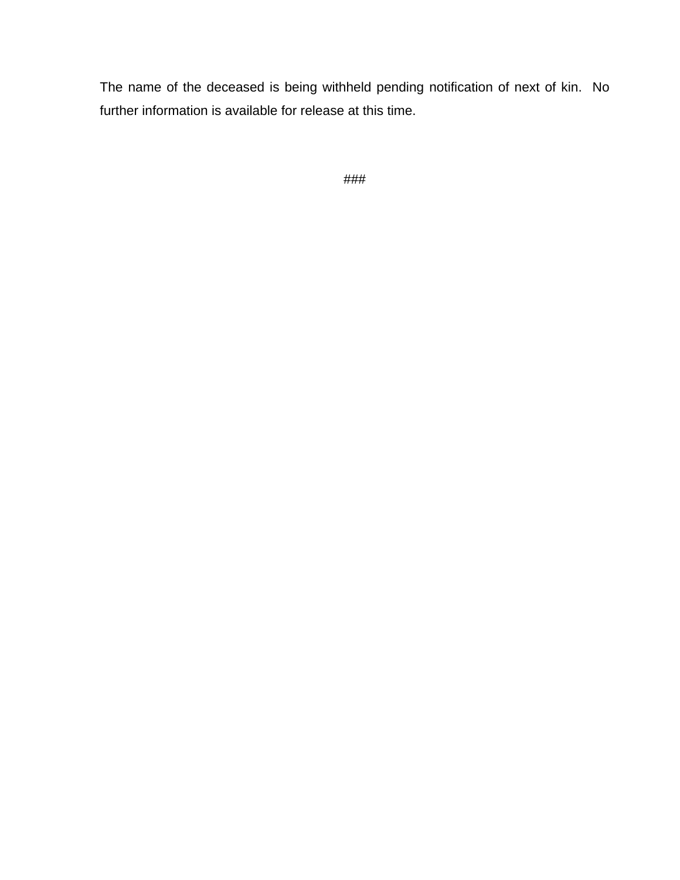The name of the deceased is being withheld pending notification of next of kin. No further information is available for release at this time.

###